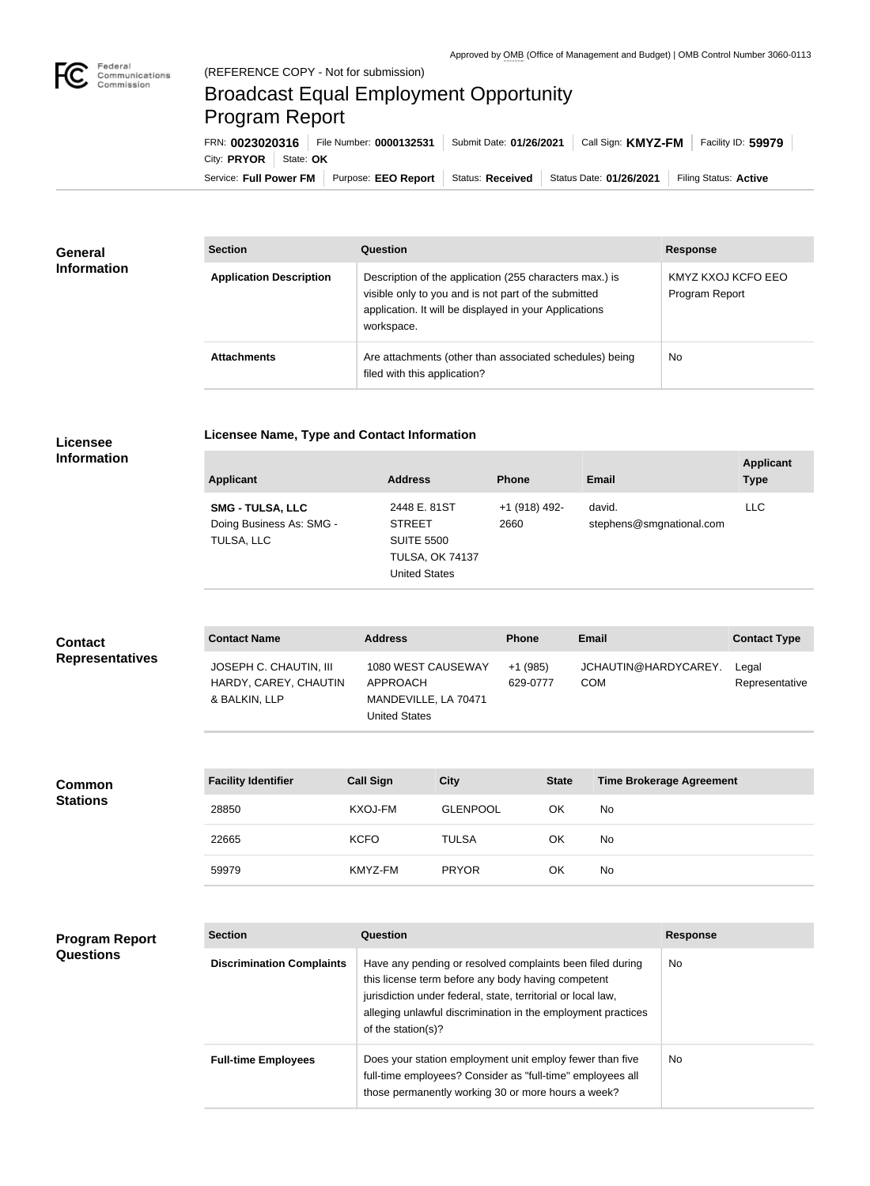Approved by OMB (Office of Management and Budget) | OMB Control Number 3060-0113

Federal Communications Commission

(REFERENCE COPY - Not for submission)

# Broadcast Equal Employment Opportunity Program Report

FRN: **0023020316** | File Number: **0000132531** | Submit Date: **01/26/2021** | Call Sign: **KMYZ-FM** | Facility ID: **59979** | City: **PRYOR** | State: **OK**

Service: **Full Power FM** | Purpose: **EEO Report** | Status: **Received** | Status Date: **01/26/2021** | Filing Status: **Active**

## General Information

| Section | Question | Response |
|---|---|---|
| **Application Description** | Description of the application (255 characters max.) is visible only to you and is not part of the submitted application. It will be displayed in your Applications workspace. | KMYZ KXOJ KCFO EEO Program Report |
| **Attachments** | Are attachments (other than associated schedules) being filed with this application? | No |

## Licensee Information

### Licensee Name, Type and Contact Information

| Applicant | Address | Phone | Email | Applicant Type |
|---|---|---|---|---|
| **SMG - TULSA, LLC** Doing Business As: SMG - TULSA, LLC | 2448 E. 81ST STREET SUITE 5500 TULSA, OK 74137 United States | +1 (918) 492-2660 | david.stephens@smgnational.com | LLC |

## Contact Representatives

| Contact Name | Address | Phone | Email | Contact Type |
|---|---|---|---|---|
| JOSEPH C. CHAUTIN, III HARDY, CAREY, CHAUTIN & BALKIN, LLP | 1080 WEST CAUSEWAY APPROACH MANDEVILLE, LA 70471 United States | +1 (985) 629-0777 | JCHAUTIN@HARDYCAREY.COM | Legal Representative |

## Common Stations

| Facility Identifier | Call Sign | City | State | Time Brokerage Agreement |
|---|---|---|---|---|
| 28850 | KXOJ-FM | GLENPOOL | OK | No |
| 22665 | KCFO | TULSA | OK | No |
| 59979 | KMYZ-FM | PRYOR | OK | No |

## Program Report Questions

| Section | Question | Response |
|---|---|---|
| **Discrimination Complaints** | Have any pending or resolved complaints been filed during this license term before any body having competent jurisdiction under federal, state, territorial or local law, alleging unlawful discrimination in the employment practices of the station(s)? | No |
| **Full-time Employees** | Does your station employment unit employ fewer than five full-time employees? Consider as "full-time" employees all those permanently working 30 or more hours a week? | No |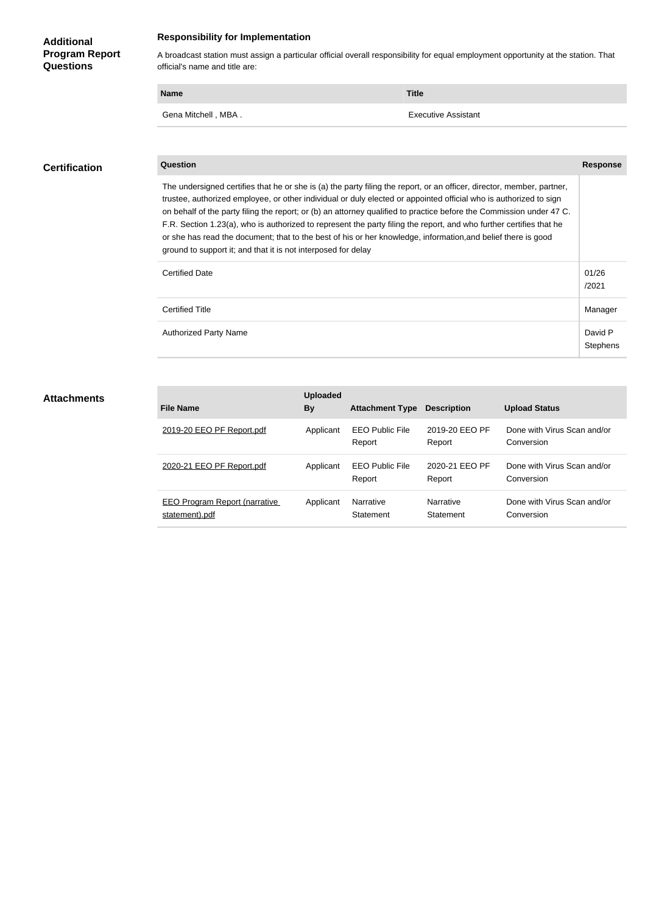## Additional Program Report Questions

### Responsibility for Implementation

A broadcast station must assign a particular official overall responsibility for equal employment opportunity at the station. That official's name and title are:

| Name | Title |
| --- | --- |
| Gena Mitchell , MBA . | Executive Assistant |

## Certification

| Question | Response |
| --- | --- |
| The undersigned certifies that he or she is (a) the party filing the report, or an officer, director, member, partner, trustee, authorized employee, or other individual or duly elected or appointed official who is authorized to sign on behalf of the party filing the report; or (b) an attorney qualified to practice before the Commission under 47 C. F.R. Section 1.23(a), who is authorized to represent the party filing the report, and who further certifies that he or she has read the document; that to the best of his or her knowledge, information,and belief there is good ground to support it; and that it is not interposed for delay | |
| Certified Date | 01/26 /2021 |
| Certified Title | Manager |
| Authorized Party Name | David P Stephens |

## Attachments

| File Name | Uploaded By | Attachment Type | Description | Upload Status |
| --- | --- | --- | --- | --- |
| 2019-20 EEO PF Report.pdf | Applicant | EEO Public File Report | 2019-20 EEO PF Report | Done with Virus Scan and/or Conversion |
| 2020-21 EEO PF Report.pdf | Applicant | EEO Public File Report | 2020-21 EEO PF Report | Done with Virus Scan and/or Conversion |
| EEO Program Report (narrative statement).pdf | Applicant | Narrative Statement | Narrative Statement | Done with Virus Scan and/or Conversion |